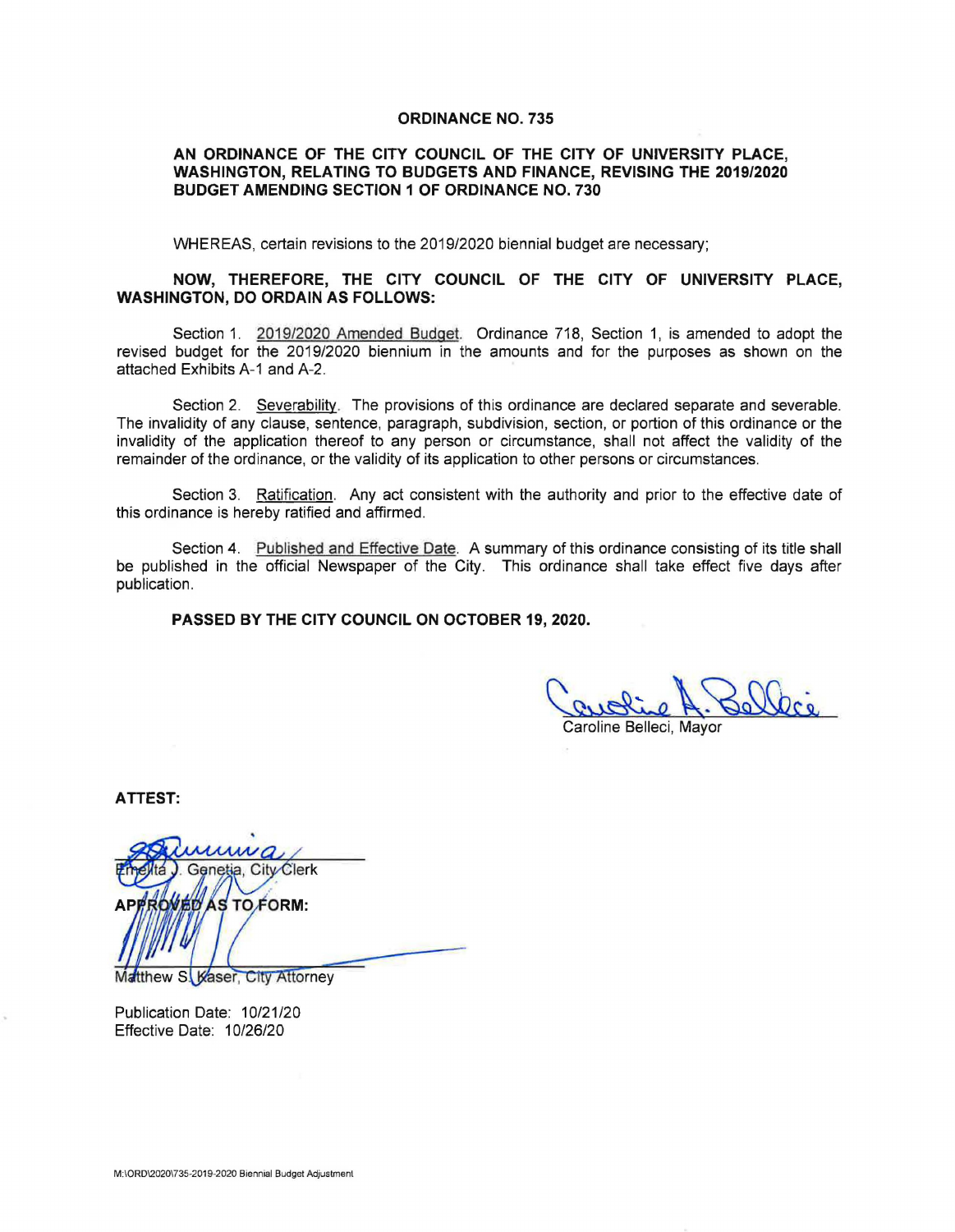# ORDINANCE NO. 735

## AN ORDINANCE OF THE CITY COUNCIL OF THE CITY OF UNIVERSITY PLACE, WASHINGTON, RELATING TO BUDGETS AND FINANCE, REVISING THE 2019/2020 BUDGET AMENDING SECTION 1 OF ORDINANCE NO. 730

WHEREAS, certain revisions to the 2019/2020 biennial budget are necessary;

**NOW, THEREFORE, THE CITY COUNCIL OF THE CITY OF UNIVERSITY PLACE, WASHINGTON, DO ORDAIN AS FOLLOWS:**

Section 1. <u>2019/2020 Amended Budget</u>. Ordinance 718, Section 1, is amended to adopt the revised budget for the 2019/2020 biennium in the amounts and for the purposes as shown on the attached Exhibits A-1 and A-2.

Section 2. <u>Severability</u>. The provisions of this ordinance are declared separate and severable. The invalidity of any clause, sentence, paragraph, subdivision, section, or portion of this ordinance or the invalidity of the application thereof to any person or circumstance, shall not affect the validity of the remainder of the ordinance, or the validity of its application to other persons or circumstances.

Section 3. <u>Ratification</u>. Any act consistent with the authority and prior to the effective date of this ordinance is hereby ratified and affirmed.

Section 4. <u>Published and Effective Date</u>. A summary of this ordinance consisting of its title shall be published in the official Newspaper of the City. This ordinance shall take effect five days after publication.

**PASSED BY THE CITY COUNCIL ON OCTOBER 19, 2020.**

Caroline Belleci, Mayor

**ATTEST:**

Emelita J. Genetia, City Clerk

**APPROVED AS TO FORM:**

Matthew S. Kaser, City Attorney

Publication Date: 10/21/20
Effective Date: 10/26/20

M:\ORD\2020\735-2019-2020 Biennial Budget Adjustment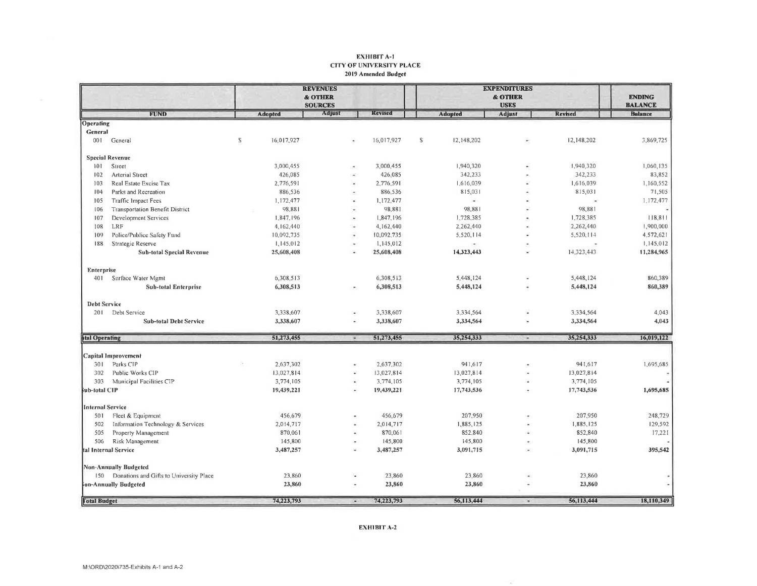**EXHIBIT A-1**
**CITY OF UNIVERSITY PLACE**
**2019 Amended Budget**

| FUND | REVENUES & OTHER SOURCES Adopted | Adjust | Revised | EXPENDITURES & OTHER USES Adopted | Adjust | Revised | ENDING BALANCE Balance |
|---|---|---|---|---|---|---|---|
| **Operating** | | | | | | | |
| **General** | | | | | | | |
| 001 General | $ 16,017,927 | - | 16,017,927 | $ 12,148,202 | - | 12,148,202 | 3,869,725 |
| **Special Revenue** | | | | | | | |
| 101 Street | 3,000,455 | - | 3,000,455 | 1,940,320 | - | 1,940,320 | 1,060,135 |
| 102 Arterial Street | 426,085 | - | 426,085 | 342,233 | - | 342,233 | 83,852 |
| 103 Real Estate Excise Tax | 2,776,591 | - | 2,776,591 | 1,616,039 | - | 1,616,039 | 1,160,552 |
| 104 Parks and Recreation | 886,536 | - | 886,536 | 815,031 | - | 815,031 | 71,505 |
| 105 Traffic Impact Fees | 1,172,477 | - | 1,172,477 | - | - | - | 1,172,477 |
| 106 Transportation Benefit District | 98,881 | - | 98,881 | 98,881 | - | 98,881 | - |
| 107 Development Services | 1,847,196 | - | 1,847,196 | 1,728,385 | - | 1,728,385 | 118,811 |
| 108 LRF | 4,162,440 | - | 4,162,440 | 2,262,440 | - | 2,262,440 | 1,900,000 |
| 109 Police/Publice Safety Fund | 10,092,735 | - | 10,092,735 | 5,520,114 | - | 5,520,114 | 4,572,621 |
| 188 Strategic Reserve | 1,145,012 | - | 1,145,012 | - | - | - | 1,145,012 |
| **Sub-total Special Revenue** | **25,608,408** | - | **25,608,408** | **14,323,443** | - | 14,323,443 | **11,284,965** |
| **Enterprise** | | | | | | | |
| 401 Surface Water Mgmt | 6,308,513 | | 6,308,513 | 5,448,124 | - | 5,448,124 | 860,389 |
| **Sub-total Enterprise** | **6,308,513** | - | **6,308,513** | **5,448,124** | - | **5,448,124** | **860,389** |
| **Debt Service** | | | | | | | |
| 201 Debt Service | 3,338,607 | - | 3,338,607 | 3,334,564 | - | 3,334,564 | 4,043 |
| **Sub-total Debt Service** | **3,338,607** | - | **3,338,607** | **3,334,564** | - | **3,334,564** | **4,043** |
| **Total Operating** | **51,273,455** | - | **51,273,455** | **35,254,333** | - | **35,254,333** | **16,019,122** |
| **Capital Improvement** | | | | | | | |
| 301 Parks CIP | 2,637,302 | - | 2,637,302 | 941,617 | - | 941,617 | 1,695,685 |
| 302 Public Works CIP | 13,027,814 | - | 13,027,814 | 13,027,814 | - | 13,027,814 | - |
| 303 Municipal Facilities CIP | 3,774,105 | - | 3,774,105 | 3,774,105 | - | 3,774,105 | - |
| **Sub-total CIP** | **19,439,221** | - | **19,439,221** | **17,743,536** | - | **17,743,536** | **1,695,685** |
| **Internal Service** | | | | | | | |
| 501 Fleet & Equipment | 456,679 | - | 456,679 | 207,950 | - | 207,950 | 248,729 |
| 502 Information Technology & Services | 2,014,717 | - | 2,014,717 | 1,885,125 | - | 1,885,125 | 129,592 |
| 505 Property Management | 870,061 | - | 870,061 | 852,840 | - | 852,840 | 17,221 |
| 506 Risk Management | 145,800 | - | 145,800 | 145,800 | - | 145,800 | - |
| **Total Internal Service** | **3,487,257** | - | **3,487,257** | **3,091,715** | - | **3,091,715** | **395,542** |
| **Non-Annually Budgeted** | | | | | | | |
| 150 Donations and Gifts to University Place | 23,860 | - | 23,860 | 23,860 | - | 23,860 | - |
| **Non-Annually Budgeted** | **23,860** | - | **23,860** | **23,860** | - | **23,860** | - |
| **Total Budget** | **74,223,793** | - | **74,223,793** | **56,113,444** | - | **56,113,444** | **18,110,349** |

**EXHIBIT A-2**

M:\ORD\2020\735-Exhibits A-1 and A-2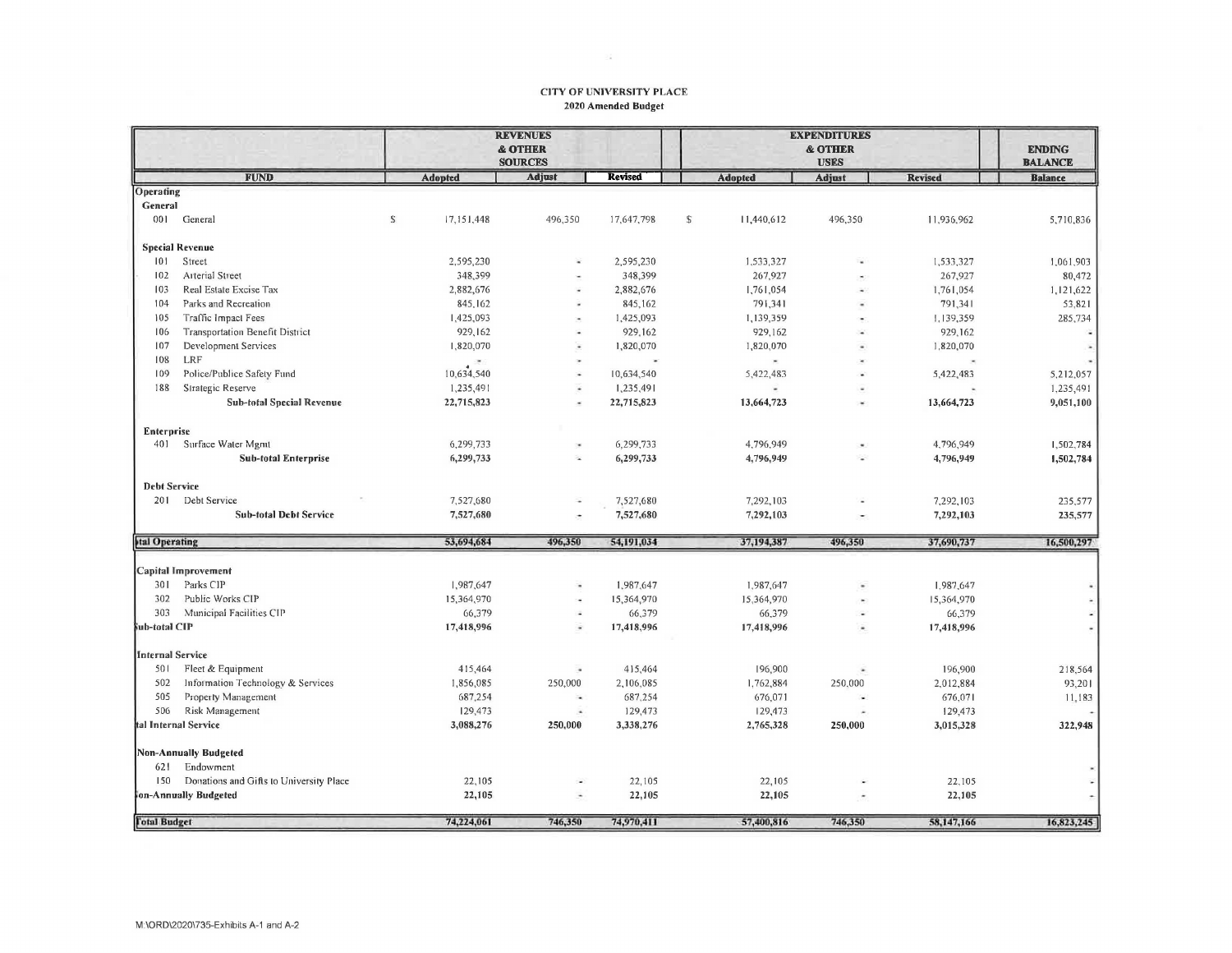**CITY OF UNIVERSITY PLACE**
**2020 Amended Budget**

| | REVENUES & OTHER SOURCES | | | EXPENDITURES & OTHER USES | | | ENDING BALANCE |
|---|---|---|---|---|---|---|---|
| **FUND** | **Adopted** | **Adjust** | **Revised** | **Adopted** | **Adjust** | **Revised** | **Balance** |
| **Operating** | | | | | | | |
| **General** | | | | | | | |
| 001 General | $ 17,151,448 | 496,350 | 17,647,798 | $ 11,440,612 | 496,350 | 11,936,962 | 5,710,836 |
| **Special Revenue** | | | | | | | |
| 101 Street | 2,595,230 | - | 2,595,230 | 1,533,327 | - | 1,533,327 | 1,061,903 |
| 102 Arterial Street | 348,399 | - | 348,399 | 267,927 | - | 267,927 | 80,472 |
| 103 Real Estate Excise Tax | 2,882,676 | - | 2,882,676 | 1,761,054 | - | 1,761,054 | 1,121,622 |
| 104 Parks and Recreation | 845,162 | - | 845,162 | 791,341 | - | 791,341 | 53,821 |
| 105 Traffic Impact Fees | 1,425,093 | - | 1,425,093 | 1,139,359 | - | 1,139,359 | 285,734 |
| 106 Transportation Benefit District | 929,162 | - | 929,162 | 929,162 | - | 929,162 | - |
| 107 Development Services | 1,820,070 | - | 1,820,070 | 1,820,070 | - | 1,820,070 | - |
| 108 LRF | - | - | - | - | - | - | - |
| 109 Police/Publice Safety Fund | 10,634,540 | - | 10,634,540 | 5,422,483 | - | 5,422,483 | 5,212,057 |
| 188 Strategic Reserve | 1,235,491 | - | 1,235,491 | - | - | - | 1,235,491 |
| **Sub-total Special Revenue** | **22,715,823** | **-** | **22,715,823** | **13,664,723** | **-** | **13,664,723** | **9,051,100** |
| **Enterprise** | | | | | | | |
| 401 Surface Water Mgmt | 6,299,733 | - | 6,299,733 | 4,796,949 | - | 4,796,949 | 1,502,784 |
| **Sub-total Enterprise** | **6,299,733** | **-** | **6,299,733** | **4,796,949** | **-** | **4,796,949** | **1,502,784** |
| **Debt Service** | | | | | | | |
| 201 Debt Service | 7,527,680 | - | 7,527,680 | 7,292,103 | - | 7,292,103 | 235,577 |
| **Sub-total Debt Service** | **7,527,680** | **-** | **7,527,680** | **7,292,103** | **-** | **7,292,103** | **235,577** |
| **Total Operating** | **53,694,684** | **496,350** | **54,191,034** | **37,194,387** | **496,350** | **37,690,737** | **16,500,297** |
| **Capital Improvement** | | | | | | | |
| 301 Parks CIP | 1,987,647 | - | 1,987,647 | 1,987,647 | - | 1,987,647 | - |
| 302 Public Works CIP | 15,364,970 | - | 15,364,970 | 15,364,970 | - | 15,364,970 | - |
| 303 Municipal Facilities CIP | 66,379 | - | 66,379 | 66,379 | - | 66,379 | - |
| **Sub-total CIP** | **17,418,996** | **-** | **17,418,996** | **17,418,996** | **-** | **17,418,996** | **-** |
| **Internal Service** | | | | | | | |
| 501 Fleet & Equipment | 415,464 | - | 415,464 | 196,900 | - | 196,900 | 218,564 |
| 502 Information Technology & Services | 1,856,085 | 250,000 | 2,106,085 | 1,762,884 | 250,000 | 2,012,884 | 93,201 |
| 505 Property Management | 687,254 | - | 687,254 | 676,071 | - | 676,071 | 11,183 |
| 506 Risk Management | 129,473 | - | 129,473 | 129,473 | - | 129,473 | - |
| **Total Internal Service** | **3,088,276** | **250,000** | **3,338,276** | **2,765,328** | **250,000** | **3,015,328** | **322,948** |
| **Non-Annually Budgeted** | | | | | | | |
| 621 Endowment | | | | | | | - |
| 150 Donations and Gifts to University Place | 22,105 | - | 22,105 | 22,105 | - | 22,105 | - |
| **Non-Annually Budgeted** | **22,105** | **-** | **22,105** | **22,105** | **-** | **22,105** | **-** |
| **Total Budget** | **74,224,061** | **746,350** | **74,970,411** | **57,400,816** | **746,350** | **58,147,166** | **16,823,245** |

M:\ORD\2020\735-Exhibits A-1 and A-2